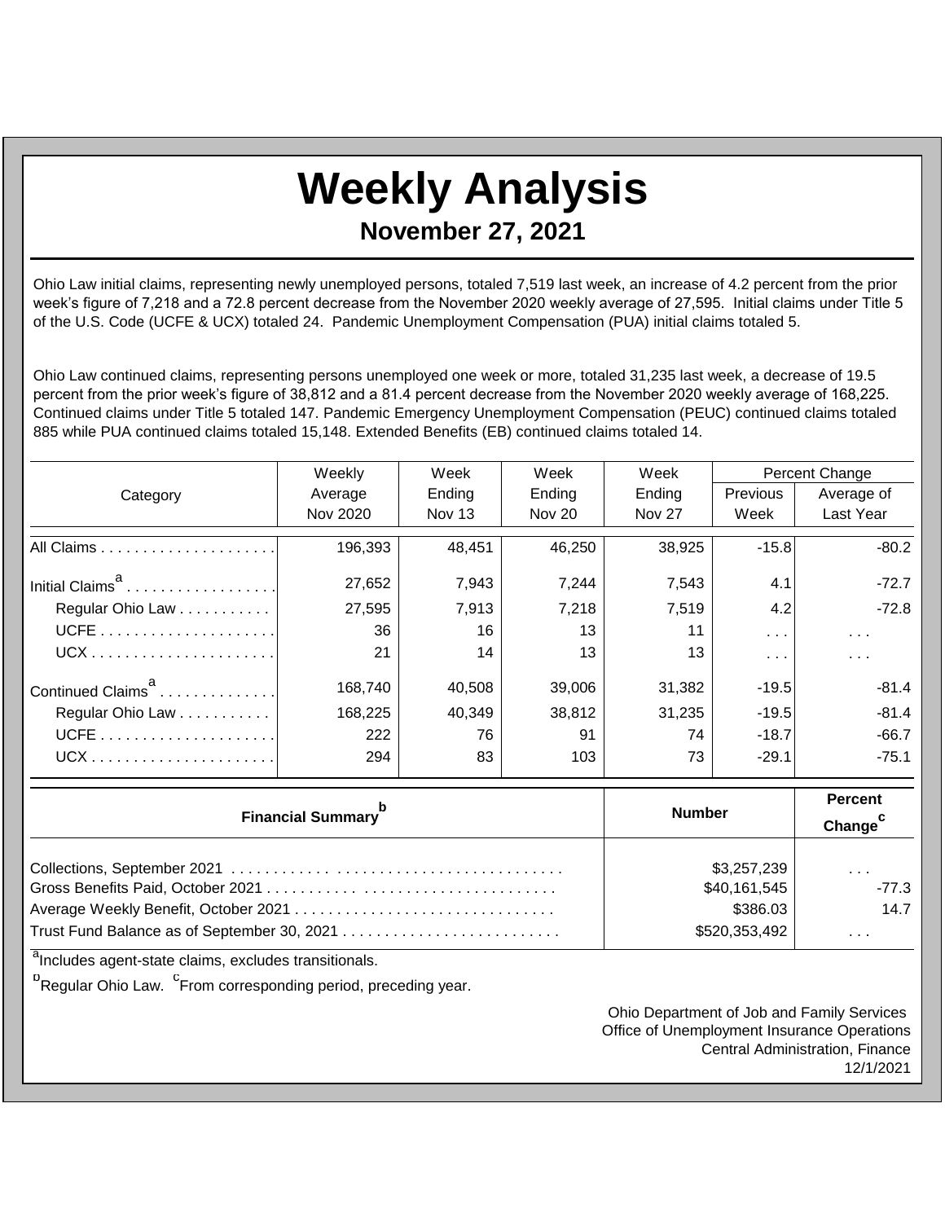# Weekly Analysis

## November 27, 2021

Ohio Law initial claims, representing newly unemployed persons, totaled 7,519 last week, an increase of 4.2 percent from the prior week's figure of 7,218 and a 72.8 percent decrease from the November 2020 weekly average of 27,595. Initial claims under Title 5 of the U.S. Code (UCFE & UCX) totaled 24. Pandemic Unemployment Compensation (PUA) initial claims totaled 5.

Ohio Law continued claims, representing persons unemployed one week or more, totaled 31,235 last week, a decrease of 19.5 percent from the prior week's figure of 38,812 and a 81.4 percent decrease from the November 2020 weekly average of 168,225. Continued claims under Title 5 totaled 147. Pandemic Emergency Unemployment Compensation (PEUC) continued claims totaled 885 while PUA continued claims totaled 15,148. Extended Benefits (EB) continued claims totaled 14.

| Category | Weekly Average Nov 2020 | Week Ending Nov 13 | Week Ending Nov 20 | Week Ending Nov 27 | Percent Change Previous Week | Percent Change Average of Last Year |
|---|---|---|---|---|---|---|
| All Claims | 196,393 | 48,451 | 46,250 | 38,925 | -15.8 | -80.2 |
| Initial Claims[a] | 27,652 | 7,943 | 7,244 | 7,543 | 4.1 | -72.7 |
| Regular Ohio Law | 27,595 | 7,913 | 7,218 | 7,519 | 4.2 | -72.8 |
| UCFE | 36 | 16 | 13 | 11 | . . . | . . . |
| UCX | 21 | 14 | 13 | 13 | . . . | . . . |
| Continued Claims[a] | 168,740 | 40,508 | 39,006 | 31,382 | -19.5 | -81.4 |
| Regular Ohio Law | 168,225 | 40,349 | 38,812 | 31,235 | -19.5 | -81.4 |
| UCFE | 222 | 76 | 91 | 74 | -18.7 | -66.7 |
| UCX | 294 | 83 | 103 | 73 | -29.1 | -75.1 |

| Financial Summary[b] | Number | Percent Change[c] |
|---|---|---|
| Collections, September 2021 | $3,257,239 | . . . |
| Gross Benefits Paid, October 2021 | $40,161,545 | -77.3 |
| Average Weekly Benefit, October 2021 | $386.03 | 14.7 |
| Trust Fund Balance as of September 30, 2021 | $520,353,492 | . . . |

[a]Includes agent-state claims, excludes transitionals.

[b]Regular Ohio Law. [c]From corresponding period, preceding year.

Ohio Department of Job and Family Services
Office of Unemployment Insurance Operations
Central Administration, Finance
12/1/2021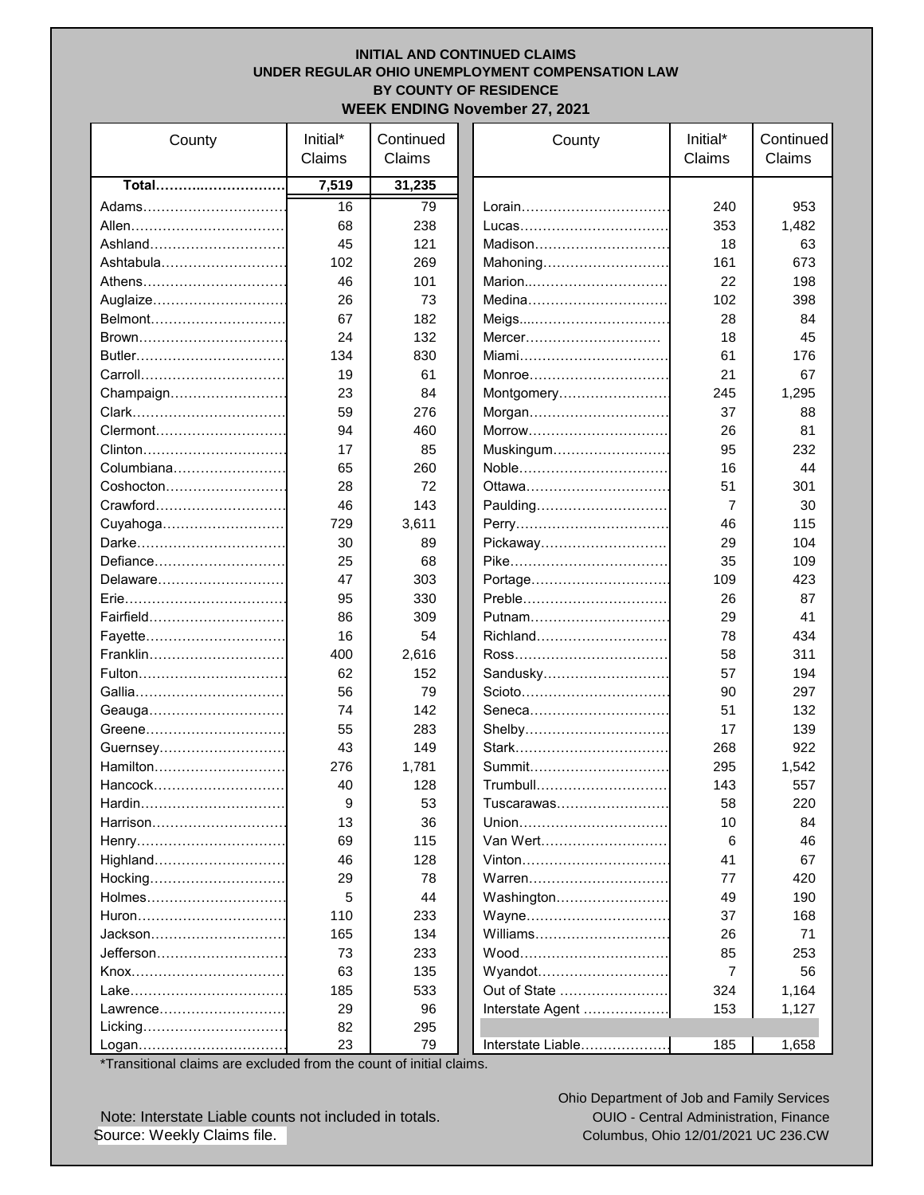**INITIAL AND CONTINUED CLAIMS**
**UNDER REGULAR OHIO UNEMPLOYMENT COMPENSATION LAW**
**BY COUNTY OF RESIDENCE**
**WEEK ENDING November 27, 2021**

| County | Initial* Claims | Continued Claims | County | Initial* Claims | Continued Claims |
|---|---|---|---|---|---|
| **Total** | **7,519** | **31,235** | | | |
| Adams | 16 | 79 | Lorain | 240 | 953 |
| Allen | 68 | 238 | Lucas | 353 | 1,482 |
| Ashland | 45 | 121 | Madison | 18 | 63 |
| Ashtabula | 102 | 269 | Mahoning | 161 | 673 |
| Athens | 46 | 101 | Marion | 22 | 198 |
| Auglaize | 26 | 73 | Medina | 102 | 398 |
| Belmont | 67 | 182 | Meigs | 28 | 84 |
| Brown | 24 | 132 | Mercer | 18 | 45 |
| Butler | 134 | 830 | Miami | 61 | 176 |
| Carroll | 19 | 61 | Monroe | 21 | 67 |
| Champaign | 23 | 84 | Montgomery | 245 | 1,295 |
| Clark | 59 | 276 | Morgan | 37 | 88 |
| Clermont | 94 | 460 | Morrow | 26 | 81 |
| Clinton | 17 | 85 | Muskingum | 95 | 232 |
| Columbiana | 65 | 260 | Noble | 16 | 44 |
| Coshocton | 28 | 72 | Ottawa | 51 | 301 |
| Crawford | 46 | 143 | Paulding | 7 | 30 |
| Cuyahoga | 729 | 3,611 | Perry | 46 | 115 |
| Darke | 30 | 89 | Pickaway | 29 | 104 |
| Defiance | 25 | 68 | Pike | 35 | 109 |
| Delaware | 47 | 303 | Portage | 109 | 423 |
| Erie | 95 | 330 | Preble | 26 | 87 |
| Fairfield | 86 | 309 | Putnam | 29 | 41 |
| Fayette | 16 | 54 | Richland | 78 | 434 |
| Franklin | 400 | 2,616 | Ross | 58 | 311 |
| Fulton | 62 | 152 | Sandusky | 57 | 194 |
| Gallia | 56 | 79 | Scioto | 90 | 297 |
| Geauga | 74 | 142 | Seneca | 51 | 132 |
| Greene | 55 | 283 | Shelby | 17 | 139 |
| Guernsey | 43 | 149 | Stark | 268 | 922 |
| Hamilton | 276 | 1,781 | Summit | 295 | 1,542 |
| Hancock | 40 | 128 | Trumbull | 143 | 557 |
| Hardin | 9 | 53 | Tuscarawas | 58 | 220 |
| Harrison | 13 | 36 | Union | 10 | 84 |
| Henry | 69 | 115 | Van Wert | 6 | 46 |
| Highland | 46 | 128 | Vinton | 41 | 67 |
| Hocking | 29 | 78 | Warren | 77 | 420 |
| Holmes | 5 | 44 | Washington | 49 | 190 |
| Huron | 110 | 233 | Wayne | 37 | 168 |
| Jackson | 165 | 134 | Williams | 26 | 71 |
| Jefferson | 73 | 233 | Wood | 85 | 253 |
| Knox | 63 | 135 | Wyandot | 7 | 56 |
| Lake | 185 | 533 | Out of State | 324 | 1,164 |
| Lawrence | 29 | 96 | Interstate Agent | 153 | 1,127 |
| Licking | 82 | 295 | | | |
| Logan | 23 | 79 | Interstate Liable | 185 | 1,658 |

*Transitional claims are excluded from the count of initial claims.

Note: Interstate Liable counts not included in totals.
Source: Weekly Claims file.

Ohio Department of Job and Family Services
OUIO - Central Administration, Finance
Columbus, Ohio 12/01/2021 UC 236.CW